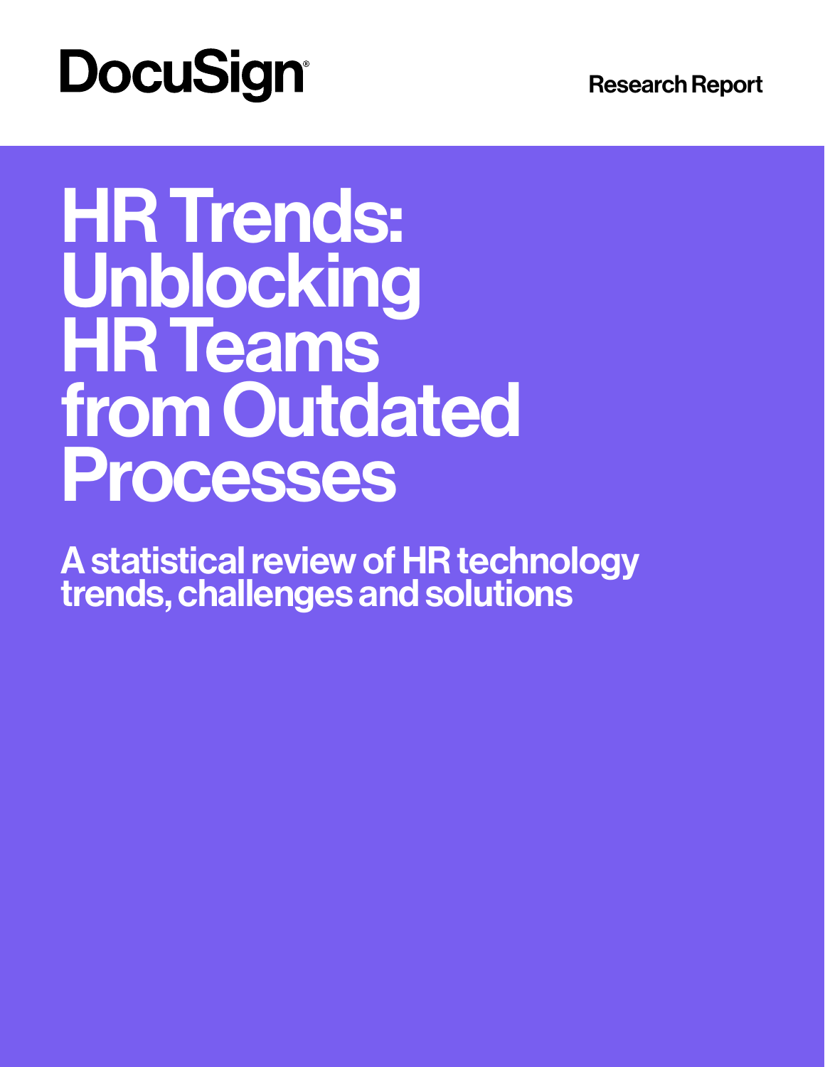DocuSign

Research Report

# HR Trends: Unblocking HR Teams from Outdated Processes

## A statistical review of HR technology trends, challenges and solutions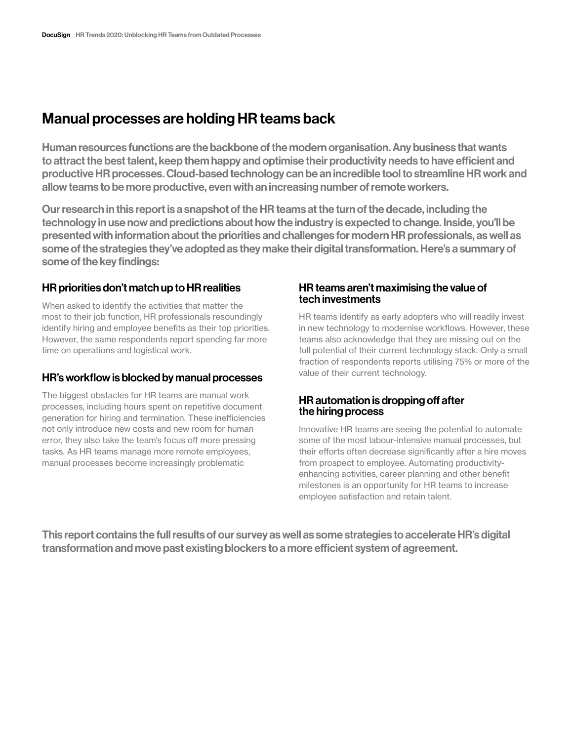## Manual processes are holding HR teams back

**Human resources functions are the backbone of the modern organisation. Any business that wants to attract the best talent, keep them happy and optimise their productivity needs to have efficient and productive HR processes. Cloud-based technology can be an incredible tool to streamline HR work and allow teams to be more productive, even with an increasing number of remote workers.**

**Our research in this report is a snapshot of the HR teams at the turn of the decade, including the technology in use now and predictions about how the industry is expected to change. Inside, you'll be presented with information about the priorities and challenges for modern HR professionals, as well as some of the strategies they've adopted as they make their digital transformation. Here's a summary of some of the key findings:**

### HR priorities don't match up to HR realities

When asked to identify the activities that matter the most to their job function, HR professionals resoundingly identify hiring and employee benefits as their top priorities. However, the same respondents report spending far more time on operations and logistical work.

### HR's workflow is blocked by manual processes

The biggest obstacles for HR teams are manual work processes, including hours spent on repetitive document generation for hiring and termination. These inefficiencies not only introduce new costs and new room for human error, they also take the team's focus off more pressing tasks. As HR teams manage more remote employees, manual processes become increasingly problematic

### HR teams aren't maximising the value of tech investments

HR teams identify as early adopters who will readily invest in new technology to modernise workflows. However, these teams also acknowledge that they are missing out on the full potential of their current technology stack. Only a small fraction of respondents reports utilising 75% or more of the value of their current technology.

### HR automation is dropping off after the hiring process

Innovative HR teams are seeing the potential to automate some of the most labour-intensive manual processes, but their efforts often decrease significantly after a hire moves from prospect to employee. Automating productivity-enhancing activities, career planning and other benefit milestones is an opportunity for HR teams to increase employee satisfaction and retain talent.

**This report contains the full results of our survey as well as some strategies to accelerate HR's digital transformation and move past existing blockers to a more efficient system of agreement.**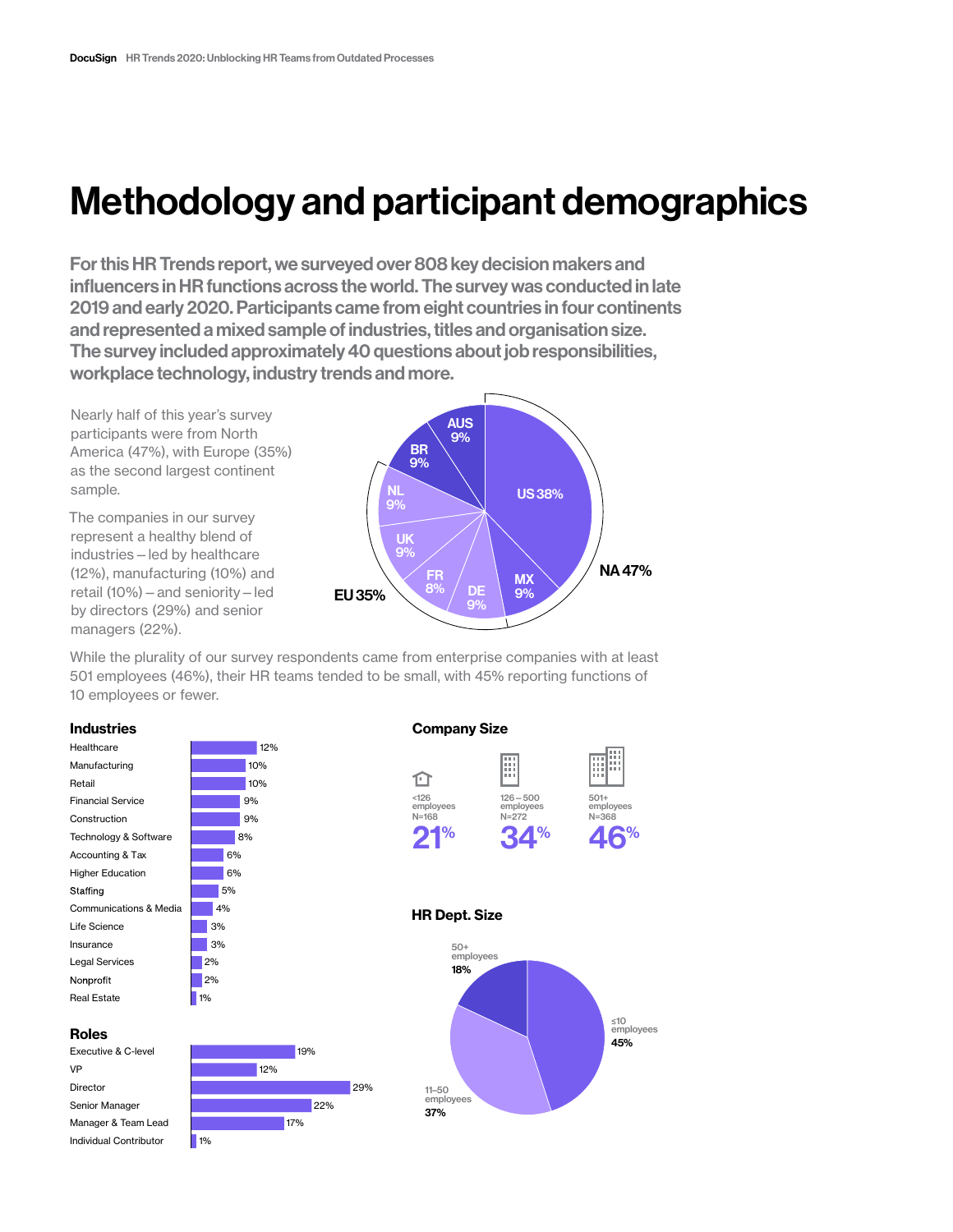# Methodology and participant demographics

**For this HR Trends report, we surveyed over 808 key decision makers and influencers in HR functions across the world. The survey was conducted in late 2019 and early 2020. Participants came from eight countries in four continents and represented a mixed sample of industries, titles and organisation size. The survey included approximately 40 questions about job responsibilities, workplace technology, industry trends and more.**

Nearly half of this year's survey participants were from North America (47%), with Europe (35%) as the second largest continent sample.

The companies in our survey represent a healthy blend of industries – led by healthcare (12%), manufacturing (10%) and retail (10%) – and seniority – led by directors (29%) and senior managers (22%).

| Country | Share |
| --- | --- |
| US | 38% |
| MX | 9% |
| DE | 9% |
| FR | 8% |
| UK | 9% |
| NL | 9% |
| BR | 9% |
| AUS | 9% |

NA 47%

EU 35%

While the plurality of our survey respondents came from enterprise companies with at least 501 employees (46%), their HR teams tended to be small, with 45% reporting functions of 10 employees or fewer.

### Industries

| Industry | Share |
| --- | --- |
| Healthcare | 12% |
| Manufacturing | 10% |
| Retail | 10% |
| Financial Service | 9% |
| Construction | 9% |
| Technology & Software | 8% |
| Accounting & Tax | 6% |
| Higher Education | 6% |
| Staffing | 5% |
| Communications & Media | 4% |
| Life Science | 3% |
| Insurance | 3% |
| Legal Services | 2% |
| Nonprofit | 2% |
| Real Estate | 1% |

### Roles

| Role | Share |
| --- | --- |
| Executive & C-level | 19% |
| VP | 12% |
| Director | 29% |
| Senior Manager | 22% |
| Manager & Team Lead | 17% |
| Individual Contributor | 1% |

### Company Size

| Company size | N | Share |
| --- | --- | --- |
| <126 employees | N=168 | 21% |
| 126 – 500 employees | N=272 | 34% |
| 501+ employees | N=368 | 46% |

### HR Dept. Size

| HR Dept. size | Share |
| --- | --- |
| ≤10 employees | 45% |
| 11–50 employees | 37% |
| 50+ employees | 18% |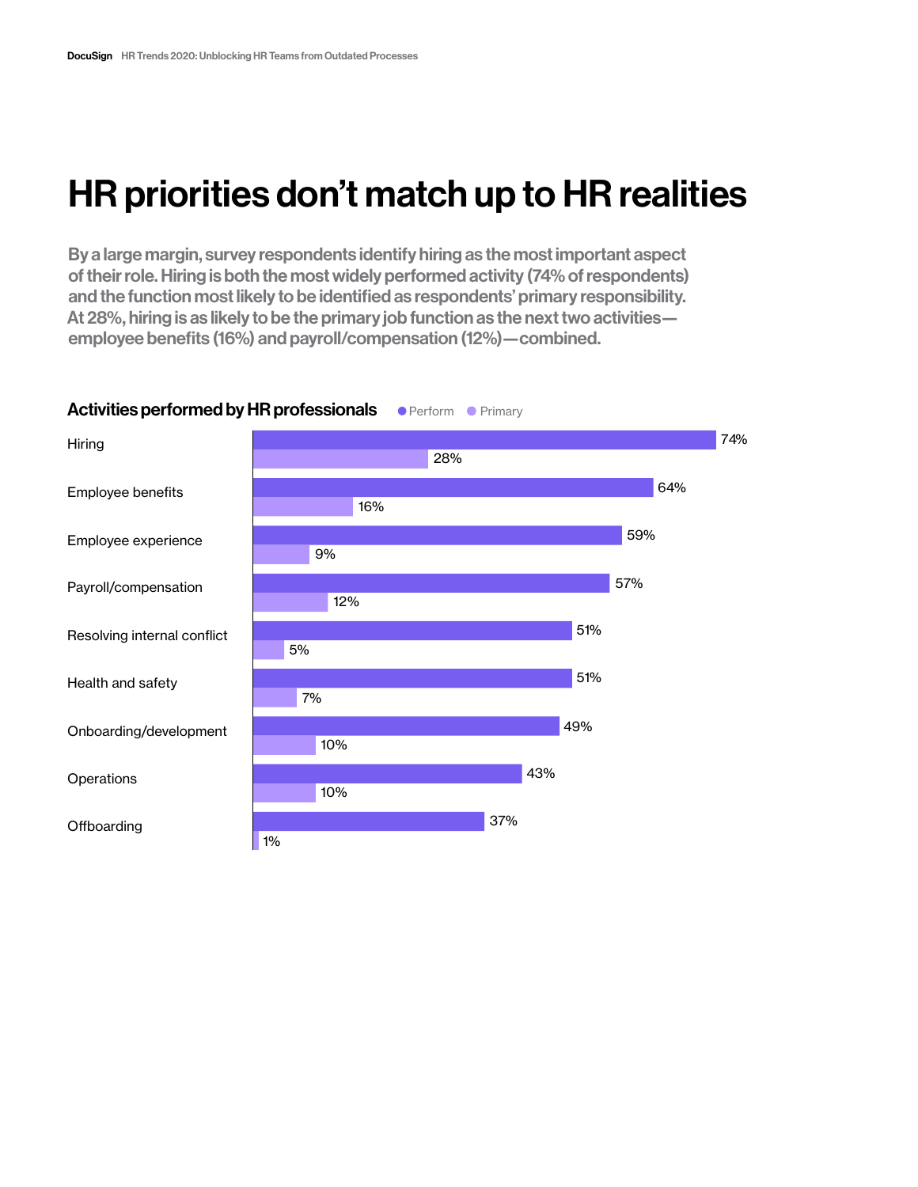# HR priorities don't match up to HR realities

By a large margin, survey respondents identify hiring as the most important aspect of their role. Hiring is both the most widely performed activity (74% of respondents) and the function most likely to be identified as respondents' primary responsibility. At 28%, hiring is as likely to be the primary job function as the next two activities—employee benefits (16%) and payroll/compensation (12%)—combined.

### Activities performed by HR professionals

| Activity | Perform | Primary |
| --- | --- | --- |
| Hiring | 74% | 28% |
| Employee benefits | 64% | 16% |
| Employee experience | 59% | 9% |
| Payroll/compensation | 57% | 12% |
| Resolving internal conflict | 51% | 5% |
| Health and safety | 51% | 7% |
| Onboarding/development | 49% | 10% |
| Operations | 43% | 10% |
| Offboarding | 37% | 1% |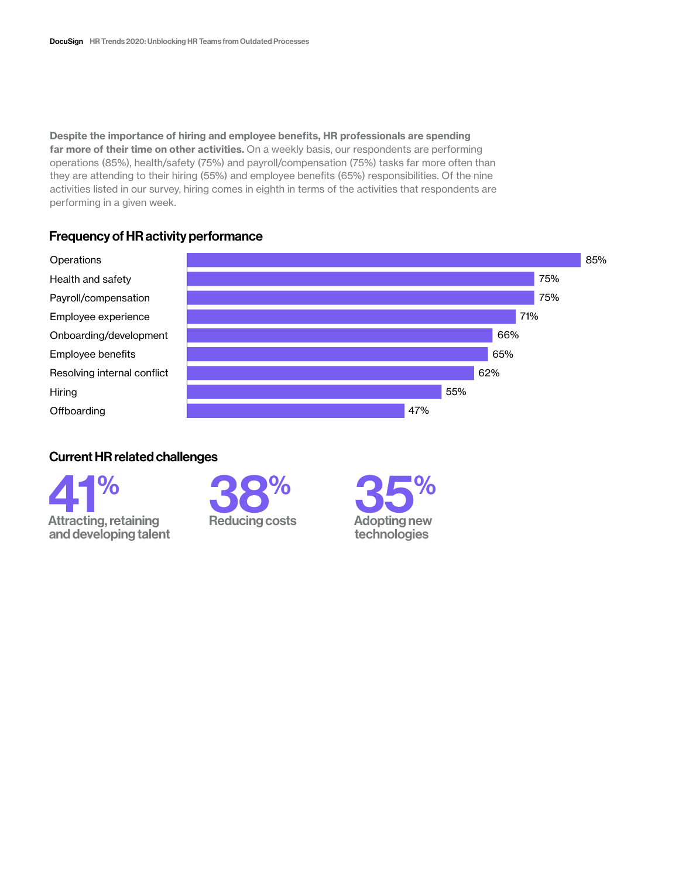**Despite the importance of hiring and employee benefits, HR professionals are spending far more of their time on other activities.** On a weekly basis, our respondents are performing operations (85%), health/safety (75%) and payroll/compensation (75%) tasks far more often than they are attending to their hiring (55%) and employee benefits (65%) responsibilities. Of the nine activities listed in our survey, hiring comes in eighth in terms of the activities that respondents are performing in a given week.

## Frequency of HR activity performance

| Activity | Percentage |
| --- | --- |
| Operations | 85% |
| Health and safety | 75% |
| Payroll/compensation | 75% |
| Employee experience | 71% |
| Onboarding/development | 66% |
| Employee benefits | 65% |
| Resolving internal conflict | 62% |
| Hiring | 55% |
| Offboarding | 47% |

## Current HR related challenges

**41%** Attracting, retaining and developing talent

**38%** Reducing costs

**35%** Adopting new technologies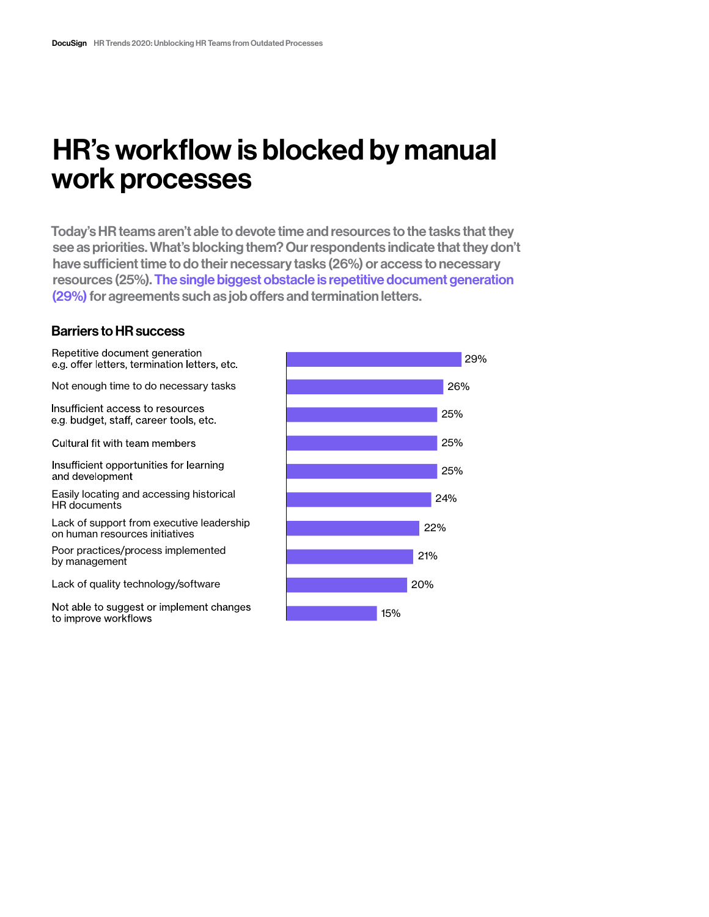# HR's workflow is blocked by manual work processes

Today's HR teams aren't able to devote time and resources to the tasks that they see as priorities. What's blocking them? Our respondents indicate that they don't have sufficient time to do their necessary tasks (26%) or access to necessary resources (25%). **The single biggest obstacle is repetitive document generation (29%)** for agreements such as job offers and termination letters.

### Barriers to HR success

| Barrier | % |
| --- | --- |
| Repetitive document generation e.g. offer letters, termination letters, etc. | 29% |
| Not enough time to do necessary tasks | 26% |
| Insufficient access to resources e.g. budget, staff, career tools, etc. | 25% |
| Cultural fit with team members | 25% |
| Insufficient opportunities for learning and development | 25% |
| Easily locating and accessing historical HR documents | 24% |
| Lack of support from executive leadership on human resources initiatives | 22% |
| Poor practices/process implemented by management | 21% |
| Lack of quality technology/software | 20% |
| Not able to suggest or implement changes to improve workflows | 15% |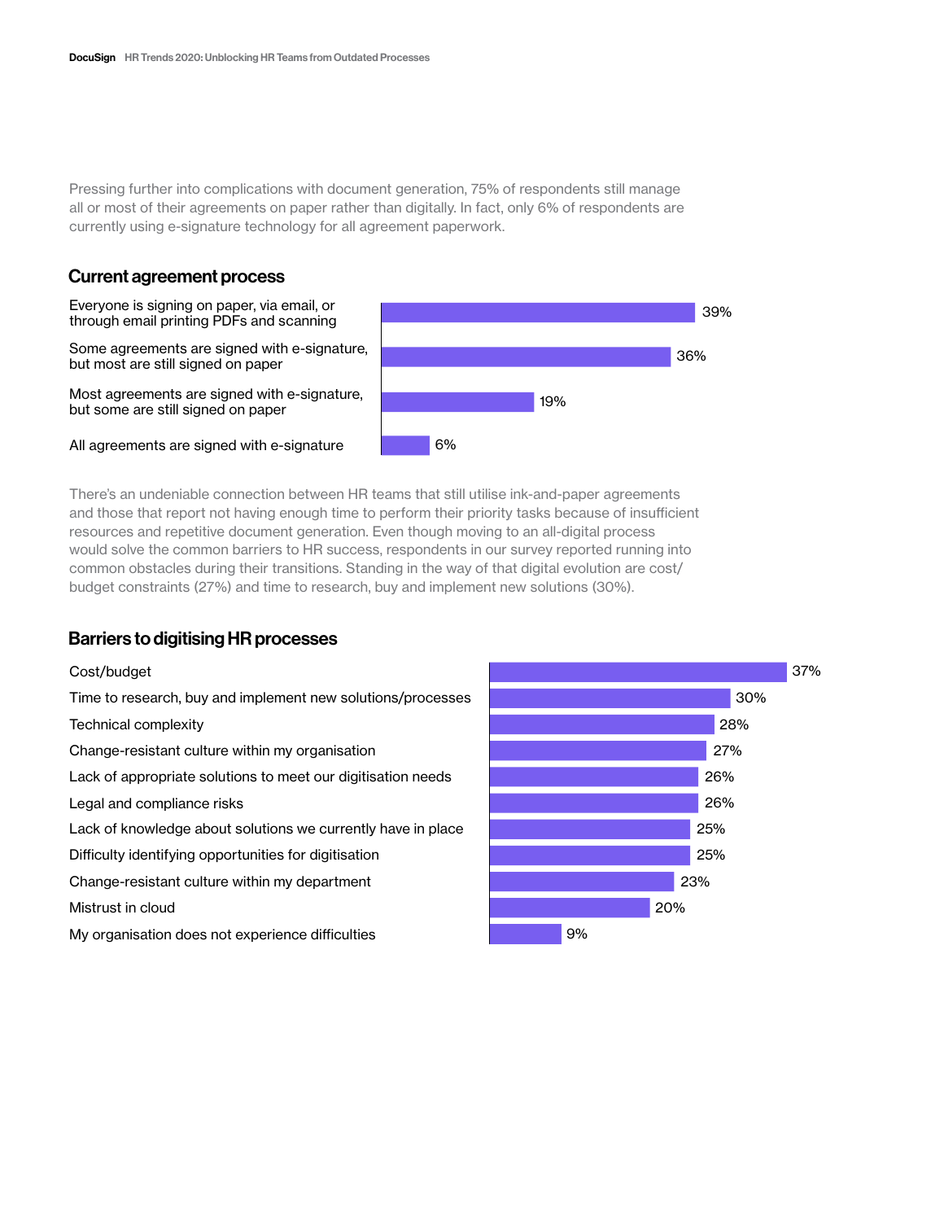Pressing further into complications with document generation, 75% of respondents still manage all or most of their agreements on paper rather than digitally. In fact, only 6% of respondents are currently using e-signature technology for all agreement paperwork.

## Current agreement process

| Agreement process | % |
| --- | --- |
| Everyone is signing on paper, via email, or through email printing PDFs and scanning | 39% |
| Some agreements are signed with e-signature, but most are still signed on paper | 36% |
| Most agreements are signed with e-signature, but some are still signed on paper | 19% |
| All agreements are signed with e-signature | 6% |

There's an undeniable connection between HR teams that still utilise ink-and-paper agreements and those that report not having enough time to perform their priority tasks because of insufficient resources and repetitive document generation. Even though moving to an all-digital process would solve the common barriers to HR success, respondents in our survey reported running into common obstacles during their transitions. Standing in the way of that digital evolution are cost/budget constraints (27%) and time to research, buy and implement new solutions (30%).

## Barriers to digitising HR processes

| Barrier | % |
| --- | --- |
| Cost/budget | 37% |
| Time to research, buy and implement new solutions/processes | 30% |
| Technical complexity | 28% |
| Change-resistant culture within my organisation | 27% |
| Lack of appropriate solutions to meet our digitisation needs | 26% |
| Legal and compliance risks | 26% |
| Lack of knowledge about solutions we currently have in place | 25% |
| Difficulty identifying opportunities for digitisation | 25% |
| Change-resistant culture within my department | 23% |
| Mistrust in cloud | 20% |
| My organisation does not experience difficulties | 9% |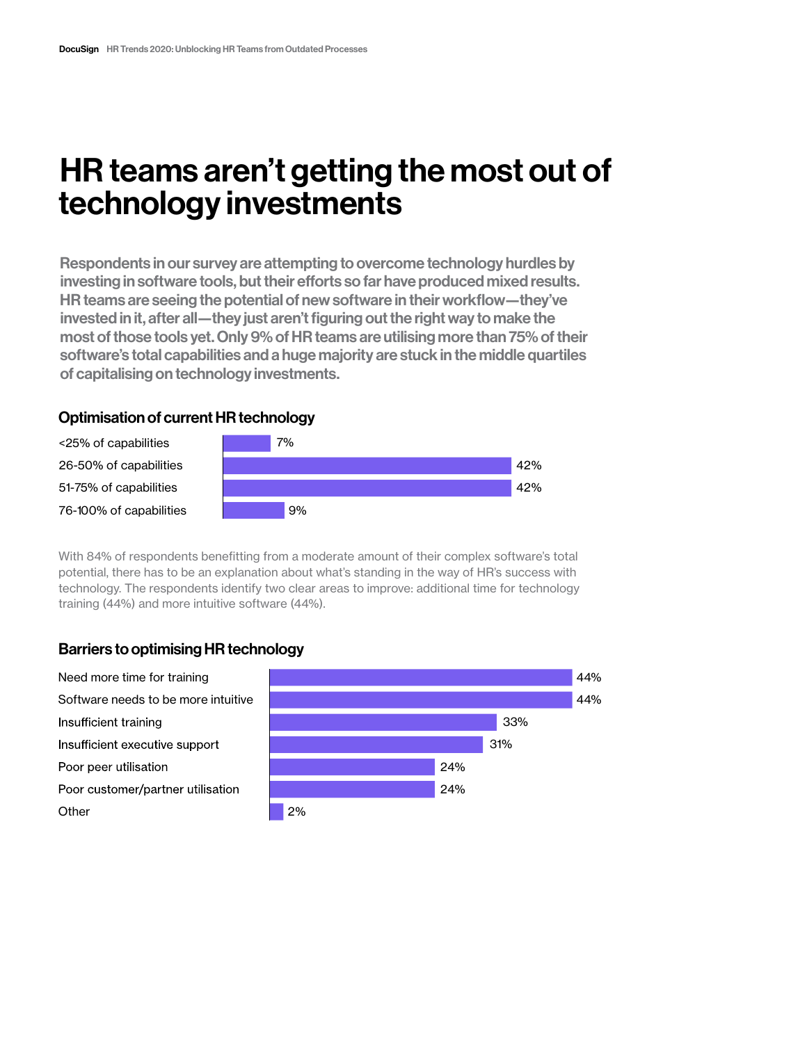# HR teams aren't getting the most out of technology investments

**Respondents in our survey are attempting to overcome technology hurdles by investing in software tools, but their efforts so far have produced mixed results. HR teams are seeing the potential of new software in their workflow—they've invested in it, after all—they just aren't figuring out the right way to make the most of those tools yet. Only 9% of HR teams are utilising more than 75% of their software's total capabilities and a huge majority are stuck in the middle quartiles of capitalising on technology investments.**

### Optimisation of current HR technology

| Capabilities | Percentage |
| --- | --- |
| <25% of capabilities | 7% |
| 26-50% of capabilities | 42% |
| 51-75% of capabilities | 42% |
| 76-100% of capabilities | 9% |

With 84% of respondents benefitting from a moderate amount of their complex software's total potential, there has to be an explanation about what's standing in the way of HR's success with technology. The respondents identify two clear areas to improve: additional time for technology training (44%) and more intuitive software (44%).

### Barriers to optimising HR technology

| Barrier | Percentage |
| --- | --- |
| Need more time for training | 44% |
| Software needs to be more intuitive | 44% |
| Insufficient training | 33% |
| Insufficient executive support | 31% |
| Poor peer utilisation | 24% |
| Poor customer/partner utilisation | 24% |
| Other | 2% |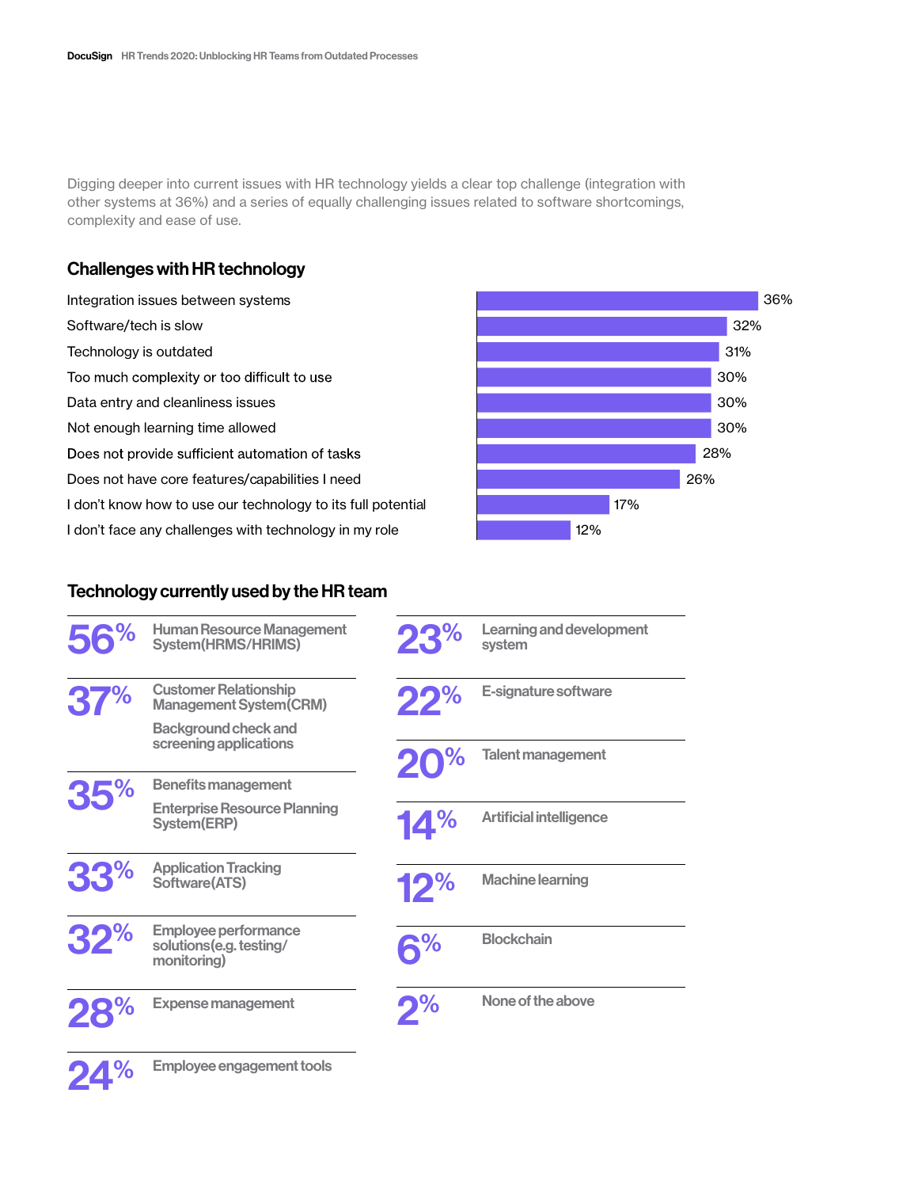Digging deeper into current issues with HR technology yields a clear top challenge (integration with other systems at 36%) and a series of equally challenging issues related to software shortcomings, complexity and ease of use.

## Challenges with HR technology

| Challenge | % |
|---|---|
| Integration issues between systems | 36% |
| Software/tech is slow | 32% |
| Technology is outdated | 31% |
| Too much complexity or too difficult to use | 30% |
| Data entry and cleanliness issues | 30% |
| Not enough learning time allowed | 30% |
| Does not provide sufficient automation of tasks | 28% |
| Does not have core features/capabilities I need | 26% |
| I don't know how to use our technology to its full potential | 17% |
| I don't face any challenges with technology in my role | 12% |

## Technology currently used by the HR team

| % | Technology |
|---|---|
| 56% | Human Resource Management System(HRMS/HRIMS) |
| 37% | Customer Relationship Management System(CRM) |
| 37% | Background check and screening applications |
| 35% | Benefits management |
| 35% | Enterprise Resource Planning System(ERP) |
| 33% | Application Tracking Software(ATS) |
| 32% | Employee performance solutions(e.g. testing/monitoring) |
| 28% | Expense management |
| 24% | Employee engagement tools |
| 23% | Learning and development system |
| 22% | E-signature software |
| 20% | Talent management |
| 14% | Artificial intelligence |
| 12% | Machine learning |
| 6% | Blockchain |
| 2% | None of the above |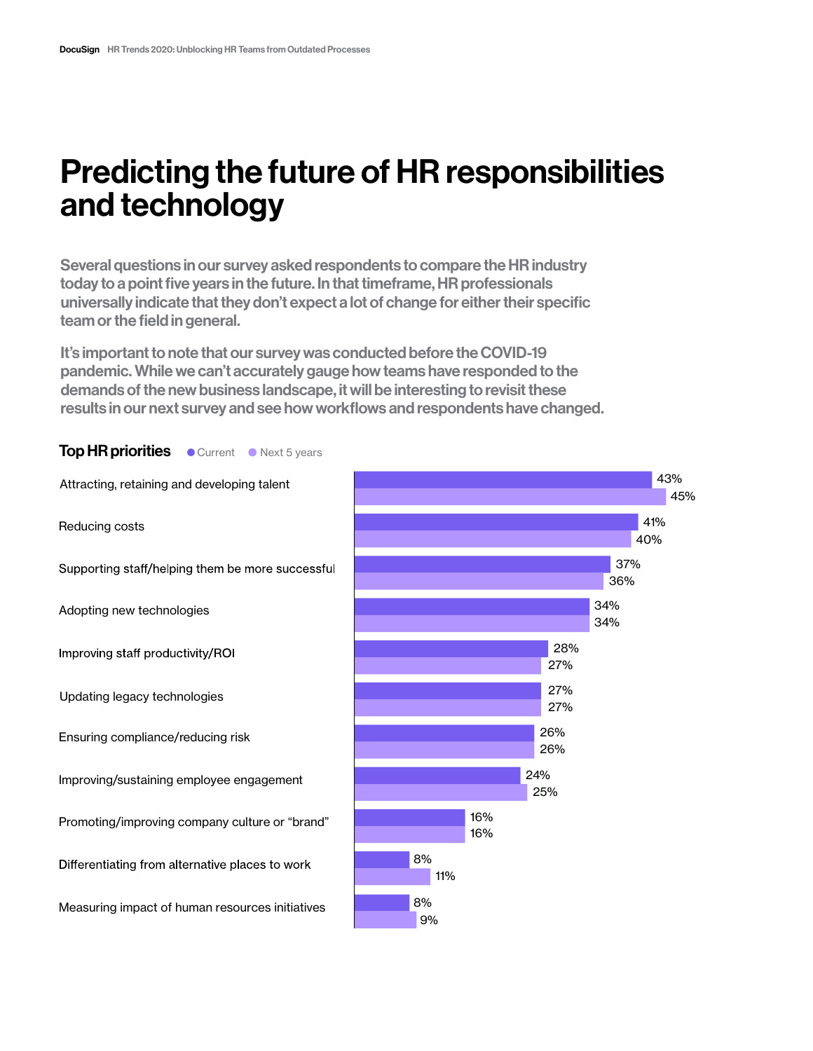# Predicting the future of HR responsibilities and technology

Several questions in our survey asked respondents to compare the HR industry today to a point five years in the future. In that timeframe, HR professionals universally indicate that they don't expect a lot of change for either their specific team or the field in general.

It's important to note that our survey was conducted before the COVID-19 pandemic. While we can't accurately gauge how teams have responded to the demands of the new business landscape, it will be interesting to revisit these results in our next survey and see how workflows and respondents have changed.

## Top HR priorities

| Priority | Current | Next 5 years |
|---|---|---|
| Attracting, retaining and developing talent | 43% | 45% |
| Reducing costs | 41% | 40% |
| Supporting staff/helping them be more successful | 37% | 36% |
| Adopting new technologies | 34% | 34% |
| Improving staff productivity/ROI | 28% | 27% |
| Updating legacy technologies | 27% | 27% |
| Ensuring compliance/reducing risk | 26% | 26% |
| Improving/sustaining employee engagement | 24% | 25% |
| Promoting/improving company culture or "brand" | 16% | 16% |
| Differentiating from alternative places to work | 8% | 11% |
| Measuring impact of human resources initiatives | 8% | 9% |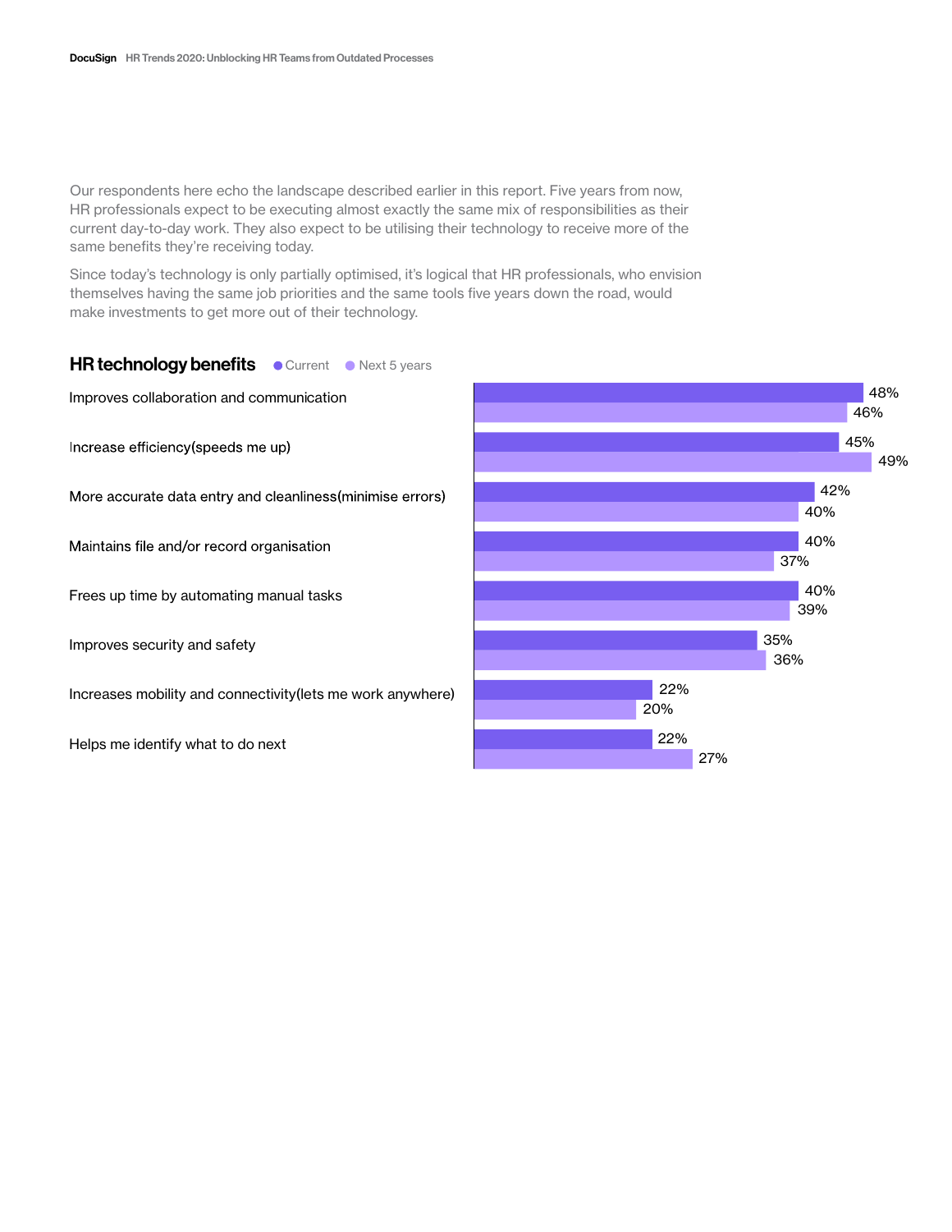Our respondents here echo the landscape described earlier in this report. Five years from now, HR professionals expect to be executing almost exactly the same mix of responsibilities as their current day-to-day work. They also expect to be utilising their technology to receive more of the same benefits they're receiving today.

Since today's technology is only partially optimised, it's logical that HR professionals, who envision themselves having the same job priorities and the same tools five years down the road, would make investments to get more out of their technology.

## HR technology benefits

| | Current | Next 5 years |
|---|---|---|
| Improves collaboration and communication | 48% | 46% |
| Increase efficiency(speeds me up) | 45% | 49% |
| More accurate data entry and cleanliness(minimise errors) | 42% | 40% |
| Maintains file and/or record organisation | 40% | 37% |
| Frees up time by automating manual tasks | 40% | 39% |
| Improves security and safety | 35% | 36% |
| Increases mobility and connectivity(lets me work anywhere) | 22% | 20% |
| Helps me identify what to do next | 22% | 27% |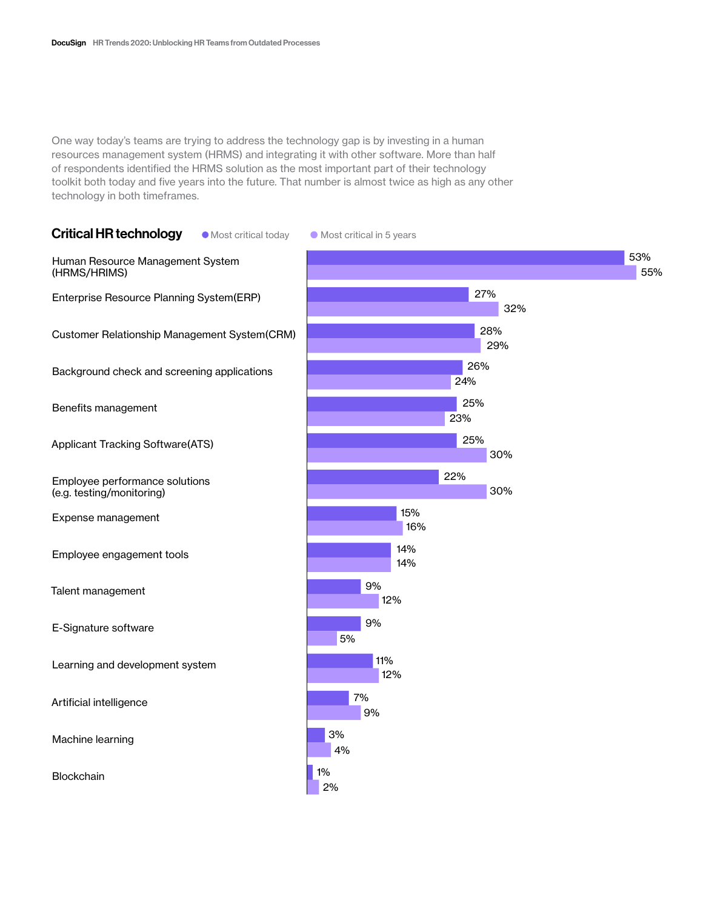One way today's teams are trying to address the technology gap is by investing in a human resources management system (HRMS) and integrating it with other software. More than half of respondents identified the HRMS solution as the most important part of their technology toolkit both today and five years into the future. That number is almost twice as high as any other technology in both timeframes.

## Critical HR technology

| Technology | Most critical today | Most critical in 5 years |
| --- | --- | --- |
| Human Resource Management System (HRMS/HRIMS) | 53% | 55% |
| Enterprise Resource Planning System(ERP) | 27% | 32% |
| Customer Relationship Management System(CRM) | 28% | 29% |
| Background check and screening applications | 26% | 24% |
| Benefits management | 25% | 23% |
| Applicant Tracking Software(ATS) | 25% | 30% |
| Employee performance solutions (e.g. testing/monitoring) | 22% | 30% |
| Expense management | 15% | 16% |
| Employee engagement tools | 14% | 14% |
| Talent management | 9% | 12% |
| E-Signature software | 9% | 5% |
| Learning and development system | 11% | 12% |
| Artificial intelligence | 7% | 9% |
| Machine learning | 3% | 4% |
| Blockchain | 1% | 2% |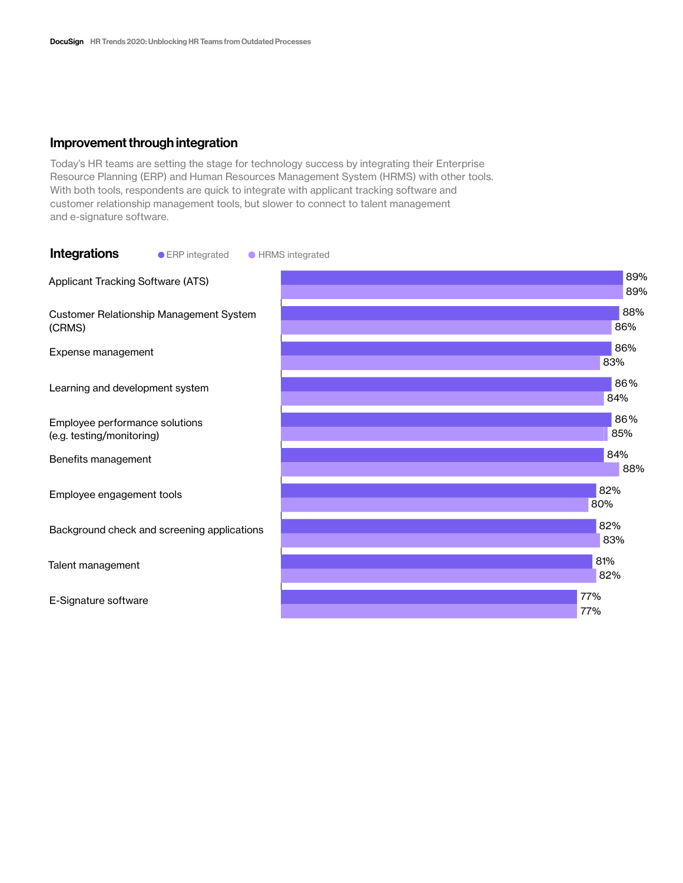## Improvement through integration

Today's HR teams are setting the stage for technology success by integrating their Enterprise Resource Planning (ERP) and Human Resources Management System (HRMS) with other tools. With both tools, respondents are quick to integrate with applicant tracking software and customer relationship management tools, but slower to connect to talent management and e-signature software.

### Integrations

| Integration | ERP integrated | HRMS integrated |
|---|---|---|
| Applicant Tracking Software (ATS) | 89% | 89% |
| Customer Relationship Management System (CRMS) | 88% | 86% |
| Expense management | 86% | 83% |
| Learning and development system | 86% | 84% |
| Employee performance solutions (e.g. testing/monitoring) | 86% | 85% |
| Benefits management | 84% | 88% |
| Employee engagement tools | 82% | 80% |
| Background check and screening applications | 82% | 83% |
| Talent management | 81% | 82% |
| E-Signature software | 77% | 77% |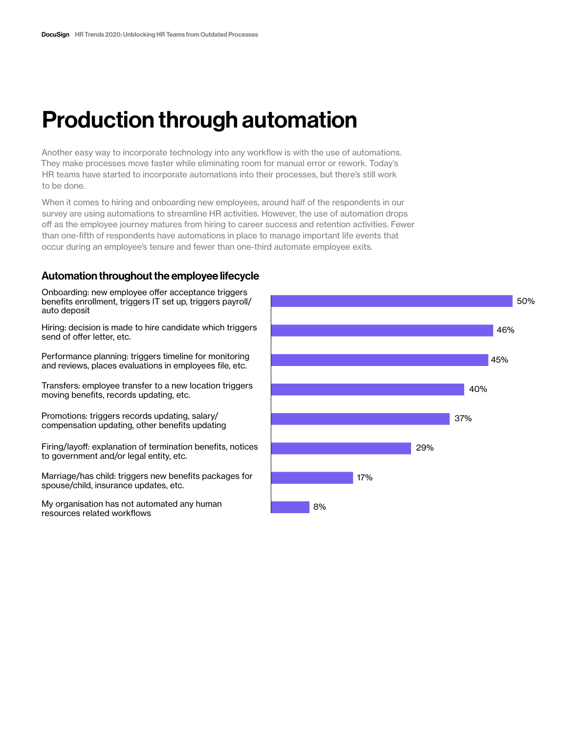# Production through automation

Another easy way to incorporate technology into any workflow is with the use of automations. They make processes move faster while eliminating room for manual error or rework. Today's HR teams have started to incorporate automations into their processes, but there's still work to be done.

When it comes to hiring and onboarding new employees, around half of the respondents in our survey are using automations to streamline HR activities. However, the use of automation drops off as the employee journey matures from hiring to career success and retention activities. Fewer than one-fifth of respondents have automations in place to manage important life events that occur during an employee's tenure and fewer than one-third automate employee exits.

## Automation throughout the employee lifecycle

| Activity | % |
|---|---|
| Onboarding: new employee offer acceptance triggers benefits enrollment, triggers IT set up, triggers payroll/auto deposit | 50% |
| Hiring: decision is made to hire candidate which triggers send of offer letter, etc. | 46% |
| Performance planning: triggers timeline for monitoring and reviews, places evaluations in employees file, etc. | 45% |
| Transfers: employee transfer to a new location triggers moving benefits, records updating, etc. | 40% |
| Promotions: triggers records updating, salary/compensation updating, other benefits updating | 37% |
| Firing/layoff: explanation of termination benefits, notices to government and/or legal entity, etc. | 29% |
| Marriage/has child: triggers new benefits packages for spouse/child, insurance updates, etc. | 17% |
| My organisation has not automated any human resources related workflows | 8% |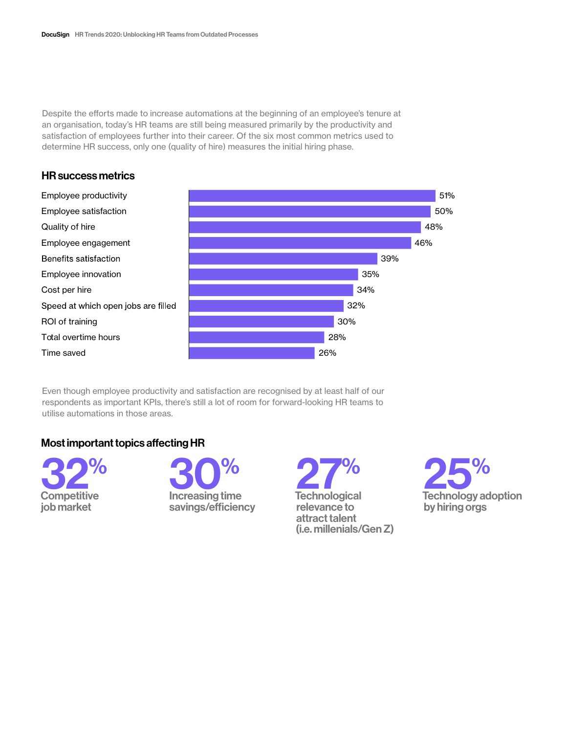Despite the efforts made to increase automations at the beginning of an employee's tenure at an organisation, today's HR teams are still being measured primarily by the productivity and satisfaction of employees further into their career. Of the six most common metrics used to determine HR success, only one (quality of hire) measures the initial hiring phase.

## HR success metrics

| Metric | % |
| --- | --- |
| Employee productivity | 51% |
| Employee satisfaction | 50% |
| Quality of hire | 48% |
| Employee engagement | 46% |
| Benefits satisfaction | 39% |
| Employee innovation | 35% |
| Cost per hire | 34% |
| Speed at which open jobs are filled | 32% |
| ROI of training | 30% |
| Total overtime hours | 28% |
| Time saved | 26% |

Even though employee productivity and satisfaction are recognised by at least half of our respondents as important KPIs, there's still a lot of room for forward-looking HR teams to utilise automations in those areas.

## Most important topics affecting HR

**32%** Competitive job market

**30%** Increasing time savings/efficiency

**27%** Technological relevance to attract talent (i.e. millenials/Gen Z)

**25%** Technology adoption by hiring orgs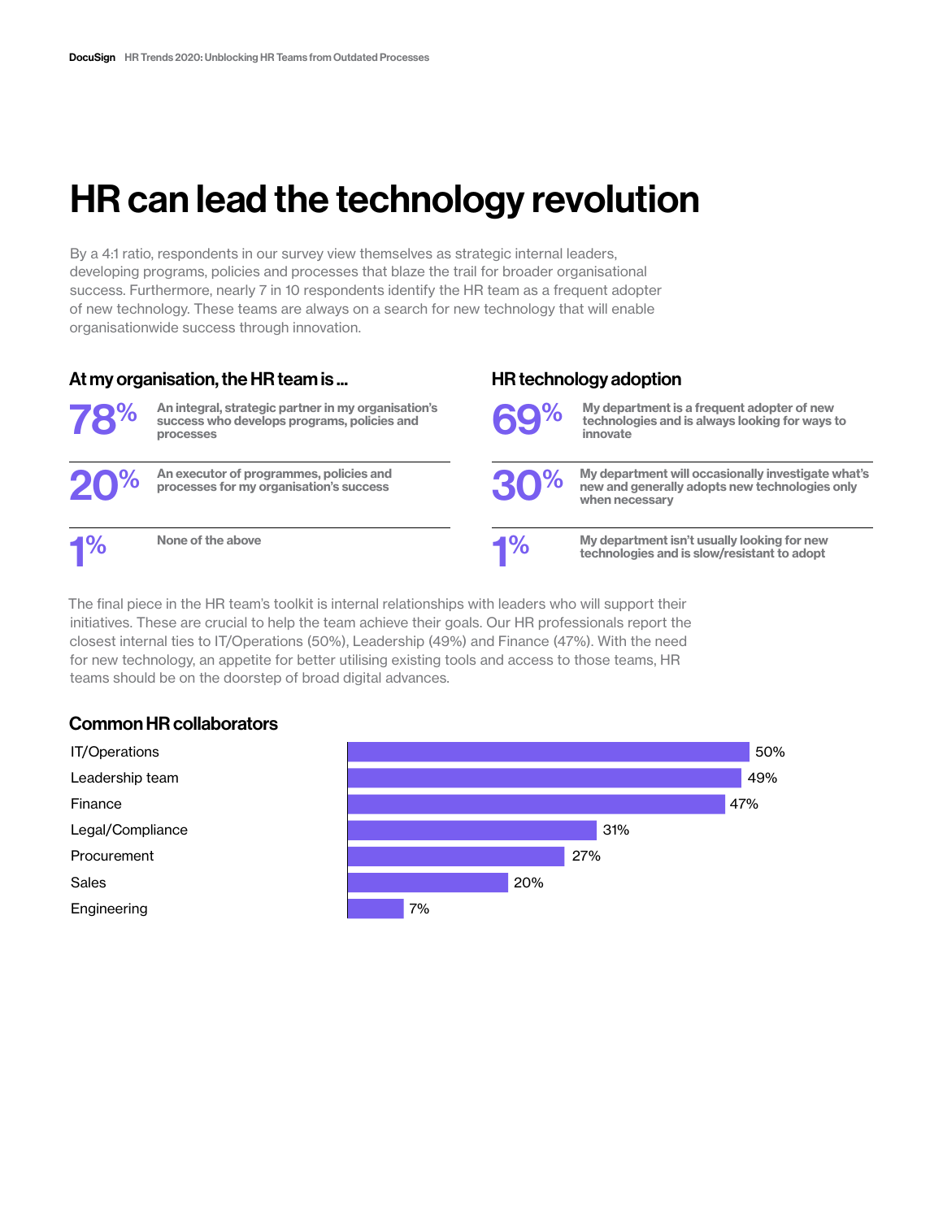# HR can lead the technology revolution

By a 4:1 ratio, respondents in our survey view themselves as strategic internal leaders, developing programs, policies and processes that blaze the trail for broader organisational success. Furthermore, nearly 7 in 10 respondents identify the HR team as a frequent adopter of new technology. These teams are always on a search for new technology that will enable organisationwide success through innovation.

### At my organisation, the HR team is ...

| % | Response |
|---|---|
| 78% | An integral, strategic partner in my organisation's success who develops programs, policies and processes |
| 20% | An executor of programmes, policies and processes for my organisation's success |
| 1% | None of the above |

### HR technology adoption

| % | Response |
|---|---|
| 69% | My department is a frequent adopter of new technologies and is always looking for ways to innovate |
| 30% | My department will occasionally investigate what's new and generally adopts new technologies only when necessary |
| 1% | My department isn't usually looking for new technologies and is slow/resistant to adopt |

The final piece in the HR team's toolkit is internal relationships with leaders who will support their initiatives. These are crucial to help the team achieve their goals. Our HR professionals report the closest internal ties to IT/Operations (50%), Leadership (49%) and Finance (47%). With the need for new technology, an appetite for better utilising existing tools and access to those teams, HR teams should be on the doorstep of broad digital advances.

### Common HR collaborators

| Collaborator | % |
|---|---|
| IT/Operations | 50% |
| Leadership team | 49% |
| Finance | 47% |
| Legal/Compliance | 31% |
| Procurement | 27% |
| Sales | 20% |
| Engineering | 7% |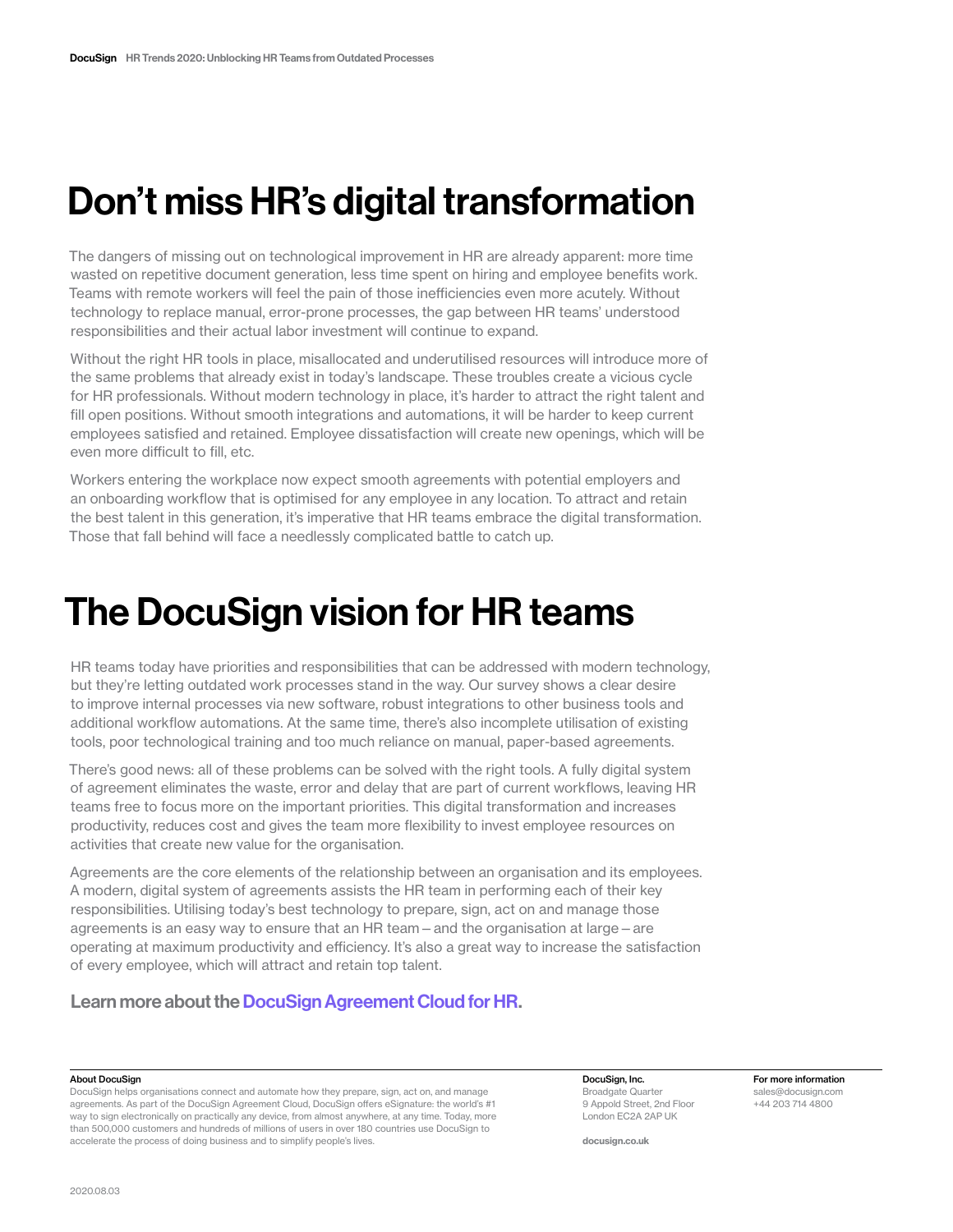# Don't miss HR's digital transformation

The dangers of missing out on technological improvement in HR are already apparent: more time wasted on repetitive document generation, less time spent on hiring and employee benefits work. Teams with remote workers will feel the pain of those inefficiencies even more acutely. Without technology to replace manual, error-prone processes, the gap between HR teams' understood responsibilities and their actual labor investment will continue to expand.

Without the right HR tools in place, misallocated and underutilised resources will introduce more of the same problems that already exist in today's landscape. These troubles create a vicious cycle for HR professionals. Without modern technology in place, it's harder to attract the right talent and fill open positions. Without smooth integrations and automations, it will be harder to keep current employees satisfied and retained. Employee dissatisfaction will create new openings, which will be even more difficult to fill, etc.

Workers entering the workplace now expect smooth agreements with potential employers and an onboarding workflow that is optimised for any employee in any location. To attract and retain the best talent in this generation, it's imperative that HR teams embrace the digital transformation. Those that fall behind will face a needlessly complicated battle to catch up.

# The DocuSign vision for HR teams

HR teams today have priorities and responsibilities that can be addressed with modern technology, but they're letting outdated work processes stand in the way. Our survey shows a clear desire to improve internal processes via new software, robust integrations to other business tools and additional workflow automations. At the same time, there's also incomplete utilisation of existing tools, poor technological training and too much reliance on manual, paper-based agreements.

There's good news: all of these problems can be solved with the right tools. A fully digital system of agreement eliminates the waste, error and delay that are part of current workflows, leaving HR teams free to focus more on the important priorities. This digital transformation and increases productivity, reduces cost and gives the team more flexibility to invest employee resources on activities that create new value for the organisation.

Agreements are the core elements of the relationship between an organisation and its employees. A modern, digital system of agreements assists the HR team in performing each of their key responsibilities. Utilising today's best technology to prepare, sign, act on and manage those agreements is an easy way to ensure that an HR team – and the organisation at large – are operating at maximum productivity and efficiency. It's also a great way to increase the satisfaction of every employee, which will attract and retain top talent.

**Learn more about the DocuSign Agreement Cloud for HR.**

**About DocuSign**

DocuSign helps organisations connect and automate how they prepare, sign, act on, and manage agreements. As part of the DocuSign Agreement Cloud, DocuSign offers eSignature: the world's #1 way to sign electronically on practically any device, from almost anywhere, at any time. Today, more than 500,000 customers and hundreds of millions of users in over 180 countries use DocuSign to accelerate the process of doing business and to simplify people's lives.

**DocuSign, Inc.**

Broadgate Quarter
9 Appold Street, 2nd Floor
London EC2A 2AP UK

**docusign.co.uk**

**For more information**

sales@docusign.com
+44 203 714 4800

2020.08.03